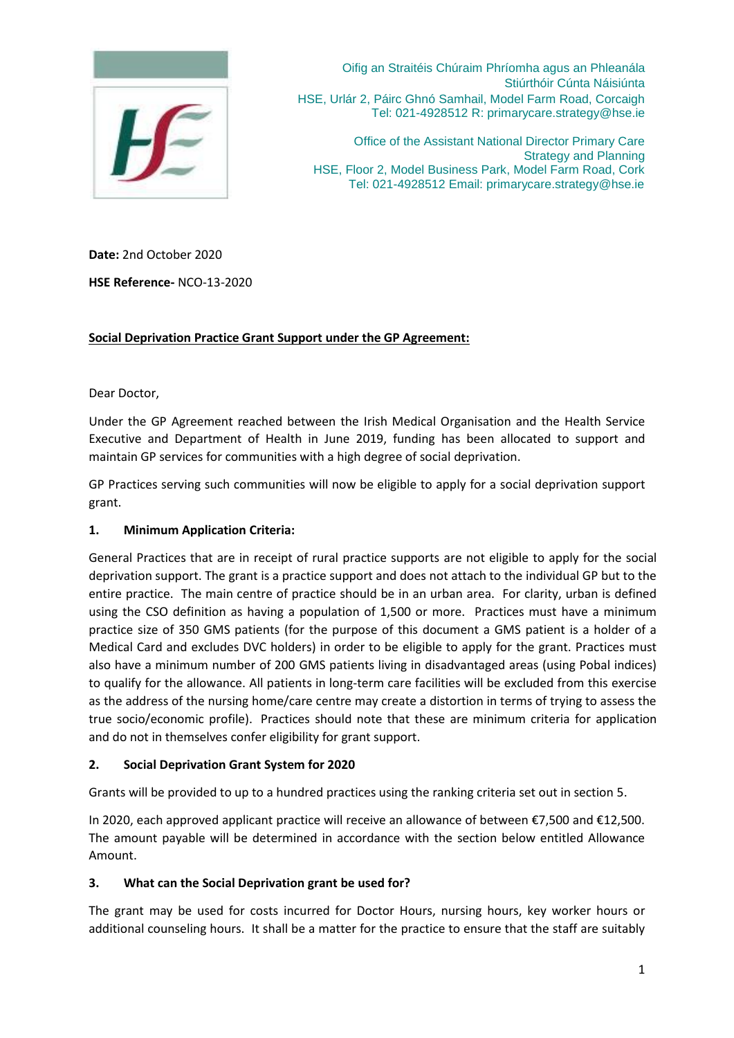Oifig an Straitéis Chúraim Phríomha agus an Phleanála
Stiúrthóir Cúnta Náisiúnta
HSE, Urlár 2, Páirc Ghnó Samhail, Model Farm Road, Corcaigh
Tel: 021-4928512 R: primarycare.strategy@hse.ie

Office of the Assistant National Director Primary Care
Strategy and Planning
HSE, Floor 2, Model Business Park, Model Farm Road, Cork
Tel: 021-4928512 Email: primarycare.strategy@hse.ie

**Date:** 2nd October 2020

**HSE Reference-** NCO-13-2020

**Social Deprivation Practice Grant Support under the GP Agreement:**

Dear Doctor,

Under the GP Agreement reached between the Irish Medical Organisation and the Health Service Executive and Department of Health in June 2019, funding has been allocated to support and maintain GP services for communities with a high degree of social deprivation.

GP Practices serving such communities will now be eligible to apply for a social deprivation support grant.

## 1. Minimum Application Criteria:

General Practices that are in receipt of rural practice supports are not eligible to apply for the social deprivation support. The grant is a practice support and does not attach to the individual GP but to the entire practice. The main centre of practice should be in an urban area. For clarity, urban is defined using the CSO definition as having a population of 1,500 or more. Practices must have a minimum practice size of 350 GMS patients (for the purpose of this document a GMS patient is a holder of a Medical Card and excludes DVC holders) in order to be eligible to apply for the grant. Practices must also have a minimum number of 200 GMS patients living in disadvantaged areas (using Pobal indices) to qualify for the allowance. All patients in long-term care facilities will be excluded from this exercise as the address of the nursing home/care centre may create a distortion in terms of trying to assess the true socio/economic profile). Practices should note that these are minimum criteria for application and do not in themselves confer eligibility for grant support.

## 2. Social Deprivation Grant System for 2020

Grants will be provided to up to a hundred practices using the ranking criteria set out in section 5.

In 2020, each approved applicant practice will receive an allowance of between €7,500 and €12,500. The amount payable will be determined in accordance with the section below entitled Allowance Amount.

## 3. What can the Social Deprivation grant be used for?

The grant may be used for costs incurred for Doctor Hours, nursing hours, key worker hours or additional counseling hours. It shall be a matter for the practice to ensure that the staff are suitably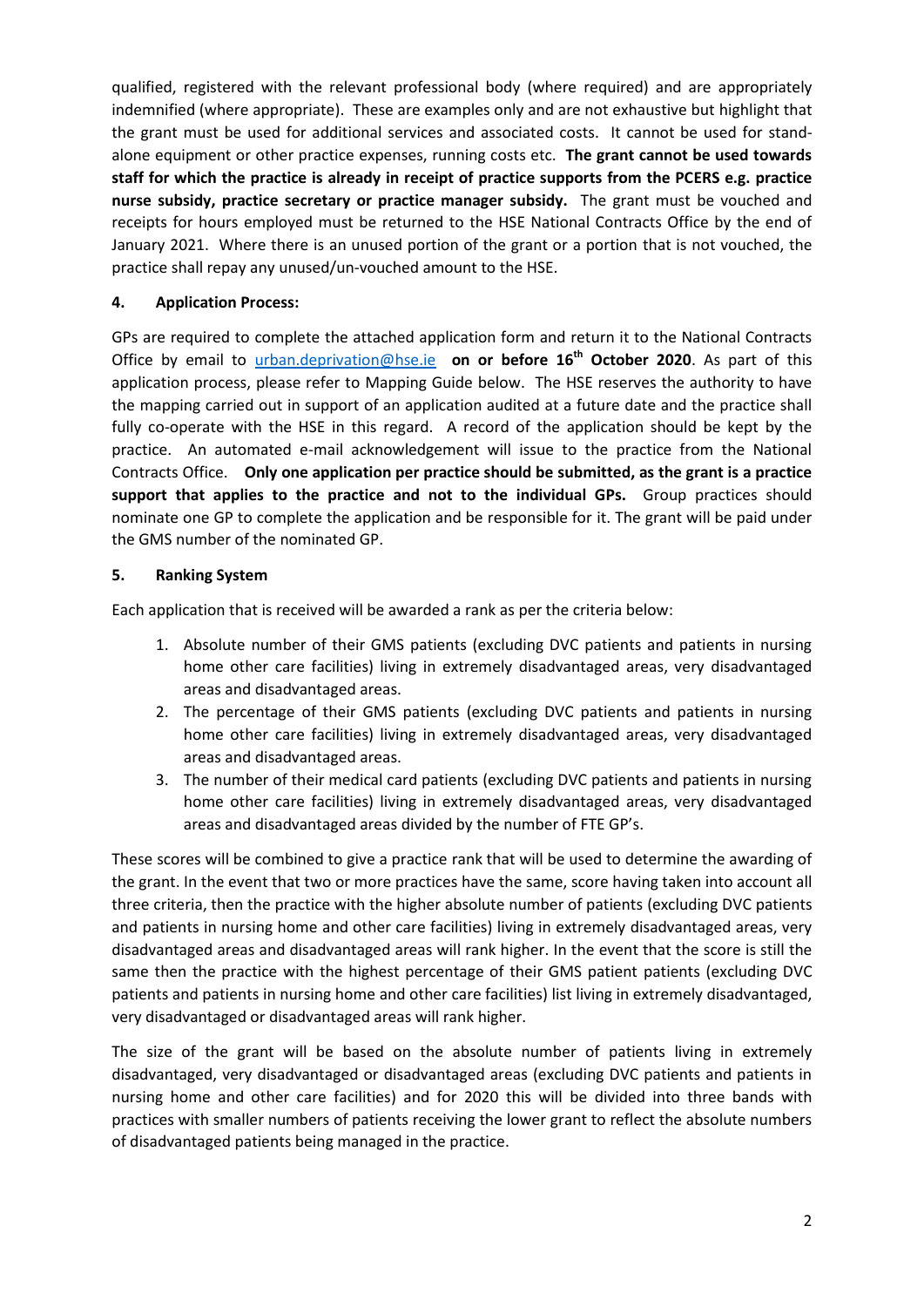qualified, registered with the relevant professional body (where required) and are appropriately indemnified (where appropriate). These are examples only and are not exhaustive but highlight that the grant must be used for additional services and associated costs. It cannot be used for stand-alone equipment or other practice expenses, running costs etc. **The grant cannot be used towards staff for which the practice is already in receipt of practice supports from the PCERS e.g. practice nurse subsidy, practice secretary or practice manager subsidy.** The grant must be vouched and receipts for hours employed must be returned to the HSE National Contracts Office by the end of January 2021. Where there is an unused portion of the grant or a portion that is not vouched, the practice shall repay any unused/un-vouched amount to the HSE.

## 4. Application Process:

GPs are required to complete the attached application form and return it to the National Contracts Office by email to urban.deprivation@hse.ie **on or before 16th October 2020**. As part of this application process, please refer to Mapping Guide below. The HSE reserves the authority to have the mapping carried out in support of an application audited at a future date and the practice shall fully co-operate with the HSE in this regard. A record of the application should be kept by the practice. An automated e-mail acknowledgement will issue to the practice from the National Contracts Office. **Only one application per practice should be submitted, as the grant is a practice support that applies to the practice and not to the individual GPs.** Group practices should nominate one GP to complete the application and be responsible for it. The grant will be paid under the GMS number of the nominated GP.

## 5. Ranking System

Each application that is received will be awarded a rank as per the criteria below:

1. Absolute number of their GMS patients (excluding DVC patients and patients in nursing home other care facilities) living in extremely disadvantaged areas, very disadvantaged areas and disadvantaged areas.
2. The percentage of their GMS patients (excluding DVC patients and patients in nursing home other care facilities) living in extremely disadvantaged areas, very disadvantaged areas and disadvantaged areas.
3. The number of their medical card patients (excluding DVC patients and patients in nursing home other care facilities) living in extremely disadvantaged areas, very disadvantaged areas and disadvantaged areas divided by the number of FTE GP's.

These scores will be combined to give a practice rank that will be used to determine the awarding of the grant. In the event that two or more practices have the same, score having taken into account all three criteria, then the practice with the higher absolute number of patients (excluding DVC patients and patients in nursing home and other care facilities) living in extremely disadvantaged areas, very disadvantaged areas and disadvantaged areas will rank higher. In the event that the score is still the same then the practice with the highest percentage of their GMS patient patients (excluding DVC patients and patients in nursing home and other care facilities) list living in extremely disadvantaged, very disadvantaged or disadvantaged areas will rank higher.

The size of the grant will be based on the absolute number of patients living in extremely disadvantaged, very disadvantaged or disadvantaged areas (excluding DVC patients and patients in nursing home and other care facilities) and for 2020 this will be divided into three bands with practices with smaller numbers of patients receiving the lower grant to reflect the absolute numbers of disadvantaged patients being managed in the practice.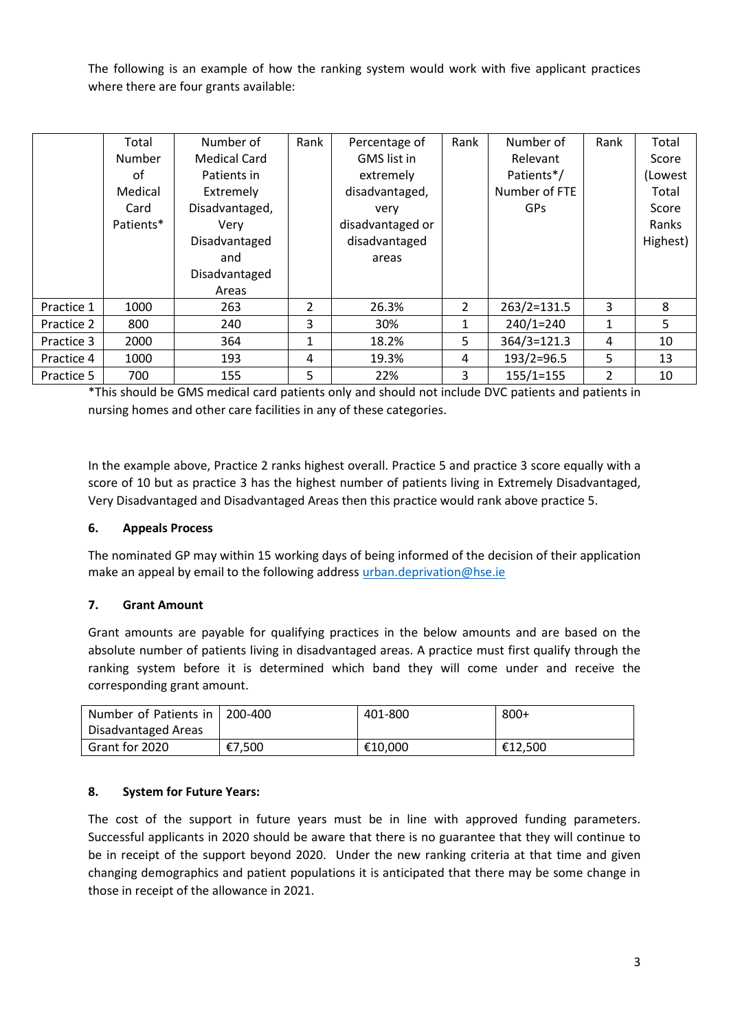The following is an example of how the ranking system would work with five applicant practices where there are four grants available:

| | Total Number of Medical Card Patients* | Number of Medical Card Patients in Extremely Disadvantaged, Very Disadvantaged and Disadvantaged Areas | Rank | Percentage of GMS list in extremely disadvantaged, very disadvantaged or disadvantaged areas | Rank | Number of Relevant Patients*/ Number of FTE GPs | Rank | Total Score (Lowest Total Score Ranks Highest) |
|---|---|---|---|---|---|---|---|---|
| Practice 1 | 1000 | 263 | 2 | 26.3% | 2 | 263/2=131.5 | 3 | 8 |
| Practice 2 | 800 | 240 | 3 | 30% | 1 | 240/1=240 | 1 | 5 |
| Practice 3 | 2000 | 364 | 1 | 18.2% | 5 | 364/3=121.3 | 4 | 10 |
| Practice 4 | 1000 | 193 | 4 | 19.3% | 4 | 193/2=96.5 | 5 | 13 |
| Practice 5 | 700 | 155 | 5 | 22% | 3 | 155/1=155 | 2 | 10 |

*This should be GMS medical card patients only and should not include DVC patients and patients in nursing homes and other care facilities in any of these categories.

In the example above, Practice 2 ranks highest overall. Practice 5 and practice 3 score equally with a score of 10 but as practice 3 has the highest number of patients living in Extremely Disadvantaged, Very Disadvantaged and Disadvantaged Areas then this practice would rank above practice 5.

## 6. Appeals Process

The nominated GP may within 15 working days of being informed of the decision of their application make an appeal by email to the following address urban.deprivation@hse.ie

## 7. Grant Amount

Grant amounts are payable for qualifying practices in the below amounts and are based on the absolute number of patients living in disadvantaged areas. A practice must first qualify through the ranking system before it is determined which band they will come under and receive the corresponding grant amount.

| Number of Patients in Disadvantaged Areas | 200-400 | 401-800 | 800+ |
|---|---|---|---|
| Grant for 2020 | €7,500 | €10,000 | €12,500 |

## 8. System for Future Years:

The cost of the support in future years must be in line with approved funding parameters. Successful applicants in 2020 should be aware that there is no guarantee that they will continue to be in receipt of the support beyond 2020. Under the new ranking criteria at that time and given changing demographics and patient populations it is anticipated that there may be some change in those in receipt of the allowance in 2021.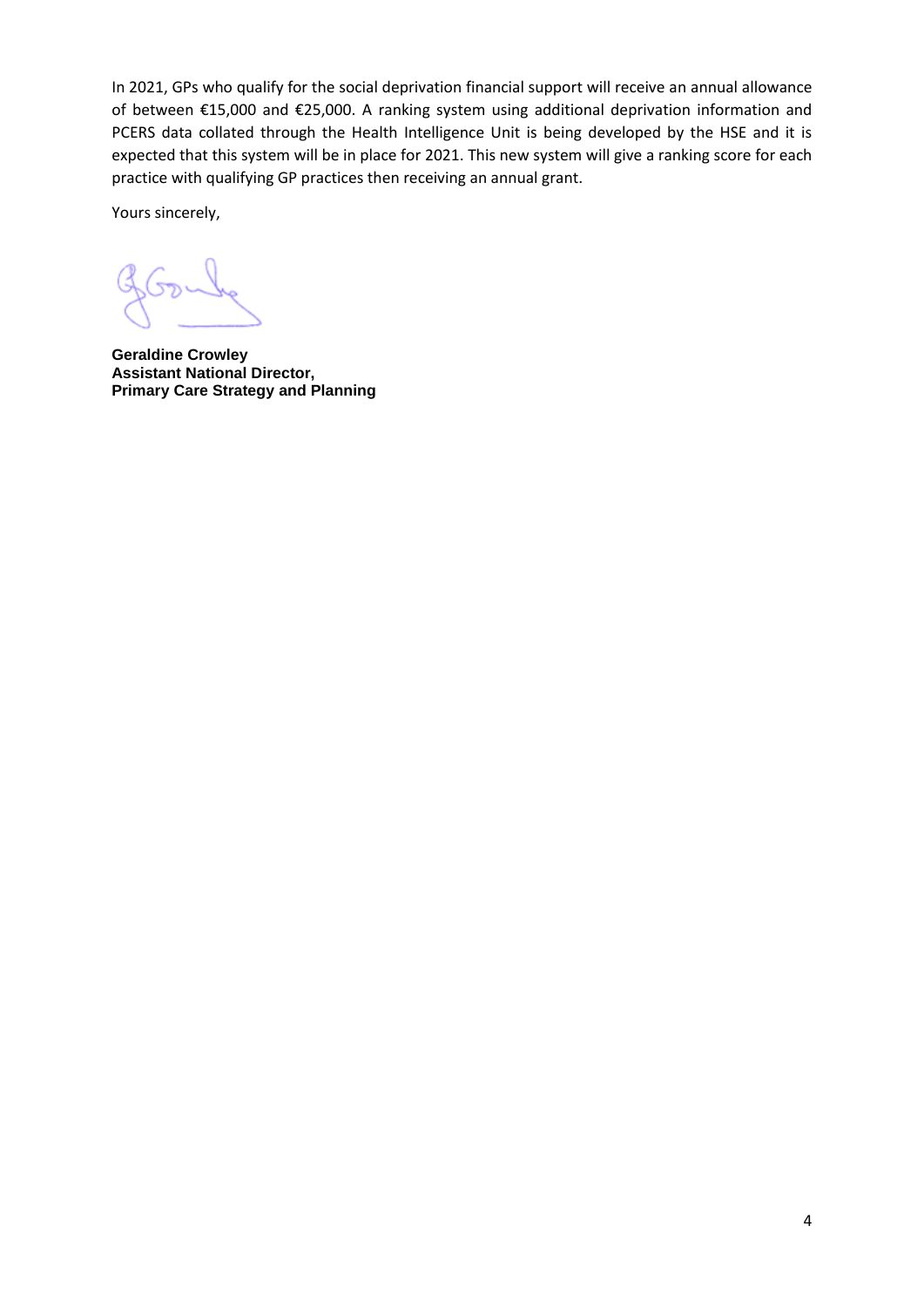In 2021, GPs who qualify for the social deprivation financial support will receive an annual allowance of between €15,000 and €25,000. A ranking system using additional deprivation information and PCERS data collated through the Health Intelligence Unit is being developed by the HSE and it is expected that this system will be in place for 2021. This new system will give a ranking score for each practice with qualifying GP practices then receiving an annual grant.

Yours sincerely,

**Geraldine Crowley**
**Assistant National Director,**
**Primary Care Strategy and Planning**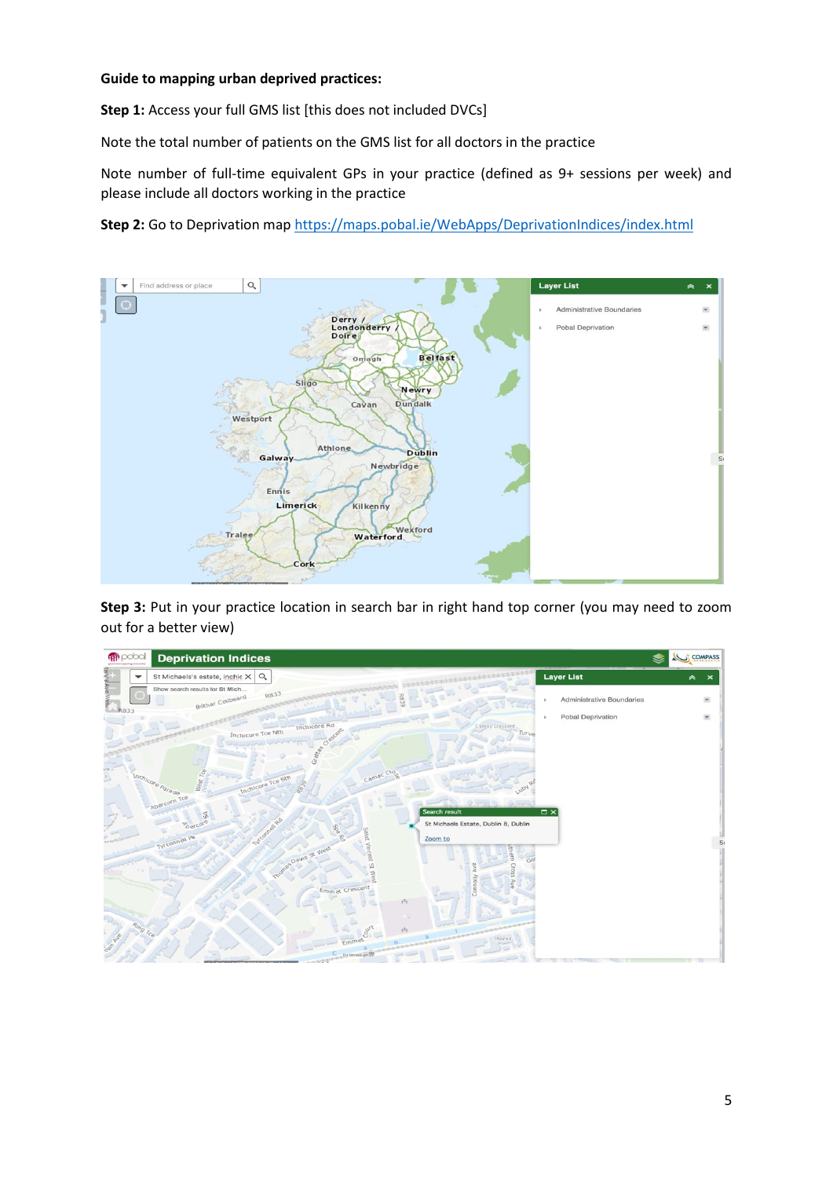**Guide to mapping urban deprived practices:**

**Step 1:** Access your full GMS list [this does not included DVCs]

Note the total number of patients on the GMS list for all doctors in the practice

Note number of full-time equivalent GPs in your practice (defined as 9+ sessions per week) and please include all doctors working in the practice

**Step 2:** Go to Deprivation map https://maps.pobal.ie/WebApps/DeprivationIndices/index.html

**Step 3:** Put in your practice location in search bar in right hand top corner (you may need to zoom out for a better view)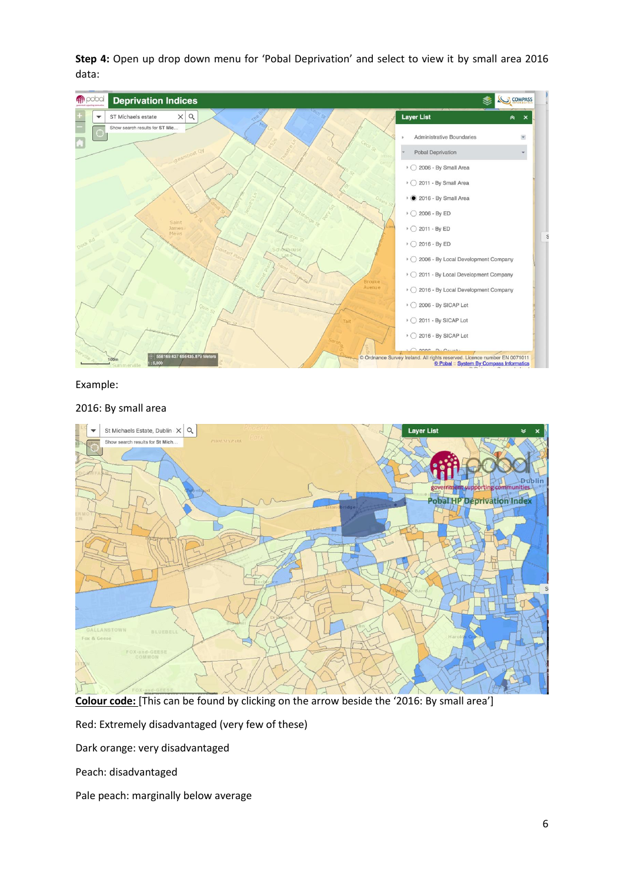**Step 4:** Open up drop down menu for 'Pobal Deprivation' and select to view it by small area 2016 data:

Example:

2016: By small area

**Colour code:** [This can be found by clicking on the arrow beside the '2016: By small area']

Red: Extremely disadvantaged (very few of these)

Dark orange: very disadvantaged

Peach: disadvantaged

Pale peach: marginally below average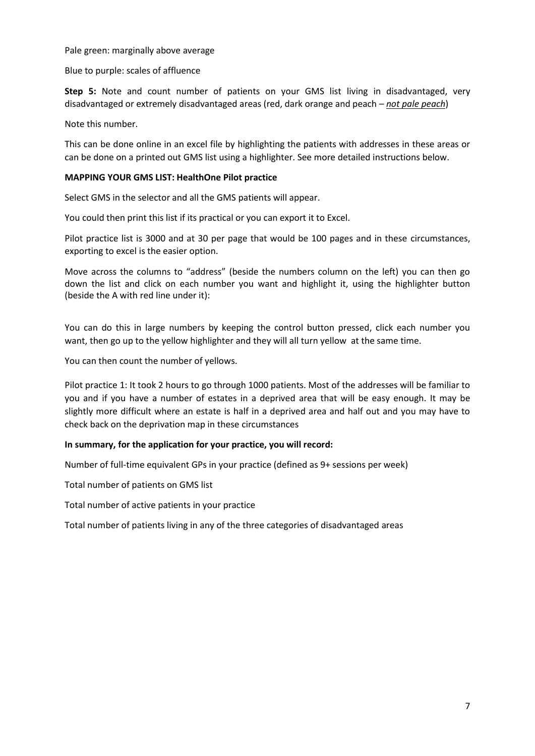Pale green: marginally above average

Blue to purple: scales of affluence

**Step 5:** Note and count number of patients on your GMS list living in disadvantaged, very disadvantaged or extremely disadvantaged areas (red, dark orange and peach – ***not pale peach***)

Note this number.

This can be done online in an excel file by highlighting the patients with addresses in these areas or can be done on a printed out GMS list using a highlighter. See more detailed instructions below.

**MAPPING YOUR GMS LIST: HealthOne Pilot practice**

Select GMS in the selector and all the GMS patients will appear.

You could then print this list if its practical or you can export it to Excel.

Pilot practice list is 3000 and at 30 per page that would be 100 pages and in these circumstances, exporting to excel is the easier option.

Move across the columns to "address" (beside the numbers column on the left) you can then go down the list and click on each number you want and highlight it, using the highlighter button (beside the A with red line under it):

You can do this in large numbers by keeping the control button pressed, click each number you want, then go up to the yellow highlighter and they will all turn yellow at the same time.

You can then count the number of yellows.

Pilot practice 1: It took 2 hours to go through 1000 patients. Most of the addresses will be familiar to you and if you have a number of estates in a deprived area that will be easy enough. It may be slightly more difficult where an estate is half in a deprived area and half out and you may have to check back on the deprivation map in these circumstances

**In summary, for the application for your practice, you will record:**

Number of full-time equivalent GPs in your practice (defined as 9+ sessions per week)

Total number of patients on GMS list

Total number of active patients in your practice

Total number of patients living in any of the three categories of disadvantaged areas